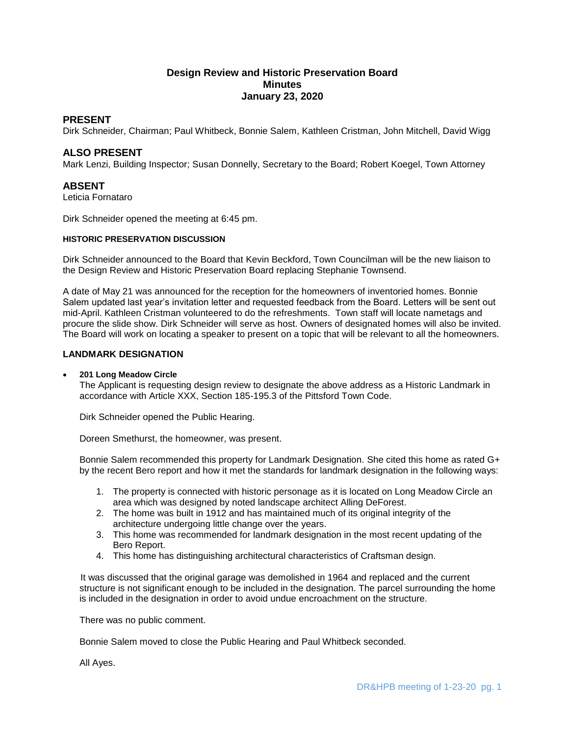# Design Review and Historic Preservation Board
## Minutes
## January 23, 2020

## PRESENT

Dirk Schneider, Chairman; Paul Whitbeck, Bonnie Salem, Kathleen Cristman, John Mitchell, David Wigg

## ALSO PRESENT

Mark Lenzi, Building Inspector; Susan Donnelly, Secretary to the Board; Robert Koegel, Town Attorney

## ABSENT

Leticia Fornataro

Dirk Schneider opened the meeting at 6:45 pm.

#### HISTORIC PRESERVATION DISCUSSION

Dirk Schneider announced to the Board that Kevin Beckford, Town Councilman will be the new liaison to the Design Review and Historic Preservation Board replacing Stephanie Townsend.

A date of May 21 was announced for the reception for the homeowners of inventoried homes. Bonnie Salem updated last year's invitation letter and requested feedback from the Board. Letters will be sent out mid-April. Kathleen Cristman volunteered to do the refreshments. Town staff will locate nametags and procure the slide show. Dirk Schneider will serve as host. Owners of designated homes will also be invited. The Board will work on locating a speaker to present on a topic that will be relevant to all the homeowners.

### LANDMARK DESIGNATION

- **201 Long Meadow Circle**

  The Applicant is requesting design review to designate the above address as a Historic Landmark in accordance with Article XXX, Section 185-195.3 of the Pittsford Town Code.

  Dirk Schneider opened the Public Hearing.

  Doreen Smethurst, the homeowner, was present.

  Bonnie Salem recommended this property for Landmark Designation. She cited this home as rated G+ by the recent Bero report and how it met the standards for landmark designation in the following ways:

  1. The property is connected with historic personage as it is located on Long Meadow Circle an area which was designed by noted landscape architect Alling DeForest.
  2. The home was built in 1912 and has maintained much of its original integrity of the architecture undergoing little change over the years.
  3. This home was recommended for landmark designation in the most recent updating of the Bero Report.
  4. This home has distinguishing architectural characteristics of Craftsman design.

  It was discussed that the original garage was demolished in 1964 and replaced and the current structure is not significant enough to be included in the designation. The parcel surrounding the home is included in the designation in order to avoid undue encroachment on the structure.

  There was no public comment.

  Bonnie Salem moved to close the Public Hearing and Paul Whitbeck seconded.

  All Ayes.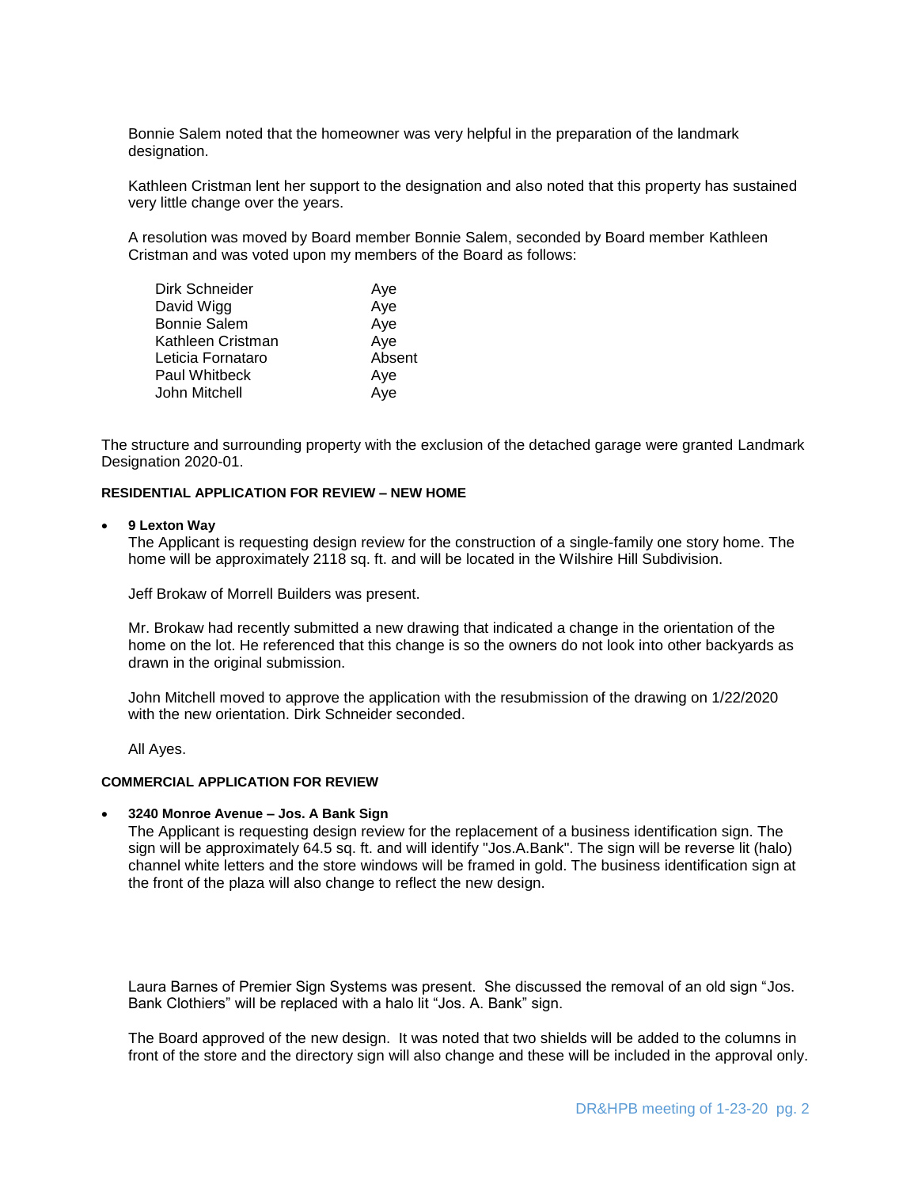Bonnie Salem noted that the homeowner was very helpful in the preparation of the landmark designation.

Kathleen Cristman lent her support to the designation and also noted that this property has sustained very little change over the years.

A resolution was moved by Board member Bonnie Salem, seconded by Board member Kathleen Cristman and was voted upon my members of the Board as follows:

| | |
|---|---|
| Dirk Schneider | Aye |
| David Wigg | Aye |
| Bonnie Salem | Aye |
| Kathleen Cristman | Aye |
| Leticia Fornataro | Absent |
| Paul Whitbeck | Aye |
| John Mitchell | Aye |

The structure and surrounding property with the exclusion of the detached garage were granted Landmark Designation 2020-01.

**RESIDENTIAL APPLICATION FOR REVIEW – NEW HOME**

- **9 Lexton Way**
  The Applicant is requesting design review for the construction of a single-family one story home. The home will be approximately 2118 sq. ft. and will be located in the Wilshire Hill Subdivision.

  Jeff Brokaw of Morrell Builders was present.

  Mr. Brokaw had recently submitted a new drawing that indicated a change in the orientation of the home on the lot. He referenced that this change is so the owners do not look into other backyards as drawn in the original submission.

  John Mitchell moved to approve the application with the resubmission of the drawing on 1/22/2020 with the new orientation. Dirk Schneider seconded.

  All Ayes.

**COMMERCIAL APPLICATION FOR REVIEW**

- **3240 Monroe Avenue – Jos. A Bank Sign**
  The Applicant is requesting design review for the replacement of a business identification sign. The sign will be approximately 64.5 sq. ft. and will identify "Jos.A.Bank". The sign will be reverse lit (halo) channel white letters and the store windows will be framed in gold. The business identification sign at the front of the plaza will also change to reflect the new design.

  Laura Barnes of Premier Sign Systems was present. She discussed the removal of an old sign "Jos. Bank Clothiers" will be replaced with a halo lit "Jos. A. Bank" sign.

  The Board approved of the new design. It was noted that two shields will be added to the columns in front of the store and the directory sign will also change and these will be included in the approval only.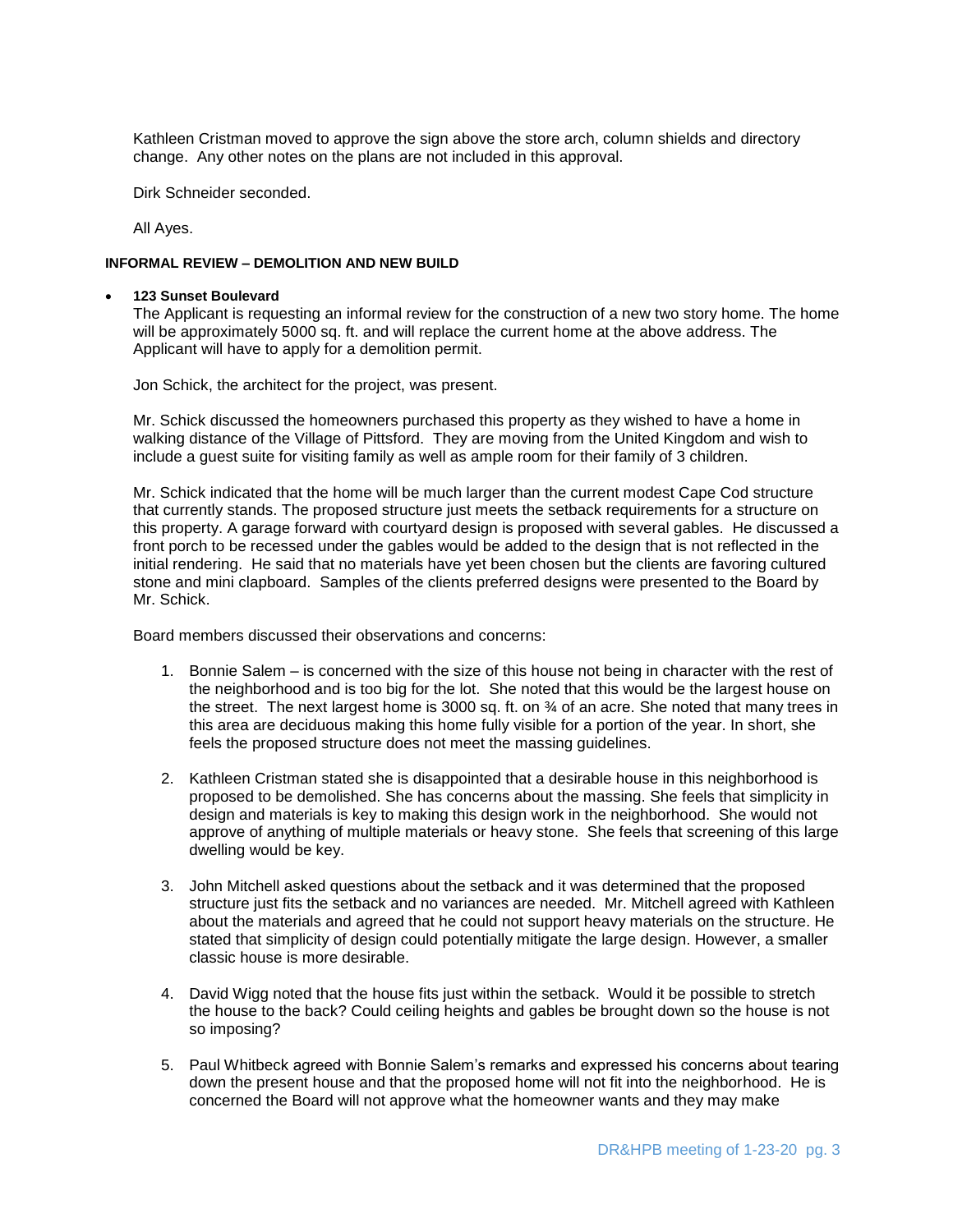Kathleen Cristman moved to approve the sign above the store arch, column shields and directory change. Any other notes on the plans are not included in this approval.

Dirk Schneider seconded.

All Ayes.

**INFORMAL REVIEW – DEMOLITION AND NEW BUILD**

- **123 Sunset Boulevard**

  The Applicant is requesting an informal review for the construction of a new two story home. The home will be approximately 5000 sq. ft. and will replace the current home at the above address. The Applicant will have to apply for a demolition permit.

  Jon Schick, the architect for the project, was present.

  Mr. Schick discussed the homeowners purchased this property as they wished to have a home in walking distance of the Village of Pittsford. They are moving from the United Kingdom and wish to include a guest suite for visiting family as well as ample room for their family of 3 children.

  Mr. Schick indicated that the home will be much larger than the current modest Cape Cod structure that currently stands. The proposed structure just meets the setback requirements for a structure on this property. A garage forward with courtyard design is proposed with several gables. He discussed a front porch to be recessed under the gables would be added to the design that is not reflected in the initial rendering. He said that no materials have yet been chosen but the clients are favoring cultured stone and mini clapboard. Samples of the clients preferred designs were presented to the Board by Mr. Schick.

  Board members discussed their observations and concerns:

  1. Bonnie Salem – is concerned with the size of this house not being in character with the rest of the neighborhood and is too big for the lot. She noted that this would be the largest house on the street. The next largest home is 3000 sq. ft. on ¾ of an acre. She noted that many trees in this area are deciduous making this home fully visible for a portion of the year. In short, she feels the proposed structure does not meet the massing guidelines.

  2. Kathleen Cristman stated she is disappointed that a desirable house in this neighborhood is proposed to be demolished. She has concerns about the massing. She feels that simplicity in design and materials is key to making this design work in the neighborhood. She would not approve of anything of multiple materials or heavy stone. She feels that screening of this large dwelling would be key.

  3. John Mitchell asked questions about the setback and it was determined that the proposed structure just fits the setback and no variances are needed. Mr. Mitchell agreed with Kathleen about the materials and agreed that he could not support heavy materials on the structure. He stated that simplicity of design could potentially mitigate the large design. However, a smaller classic house is more desirable.

  4. David Wigg noted that the house fits just within the setback. Would it be possible to stretch the house to the back? Could ceiling heights and gables be brought down so the house is not so imposing?

  5. Paul Whitbeck agreed with Bonnie Salem's remarks and expressed his concerns about tearing down the present house and that the proposed home will not fit into the neighborhood. He is concerned the Board will not approve what the homeowner wants and they may make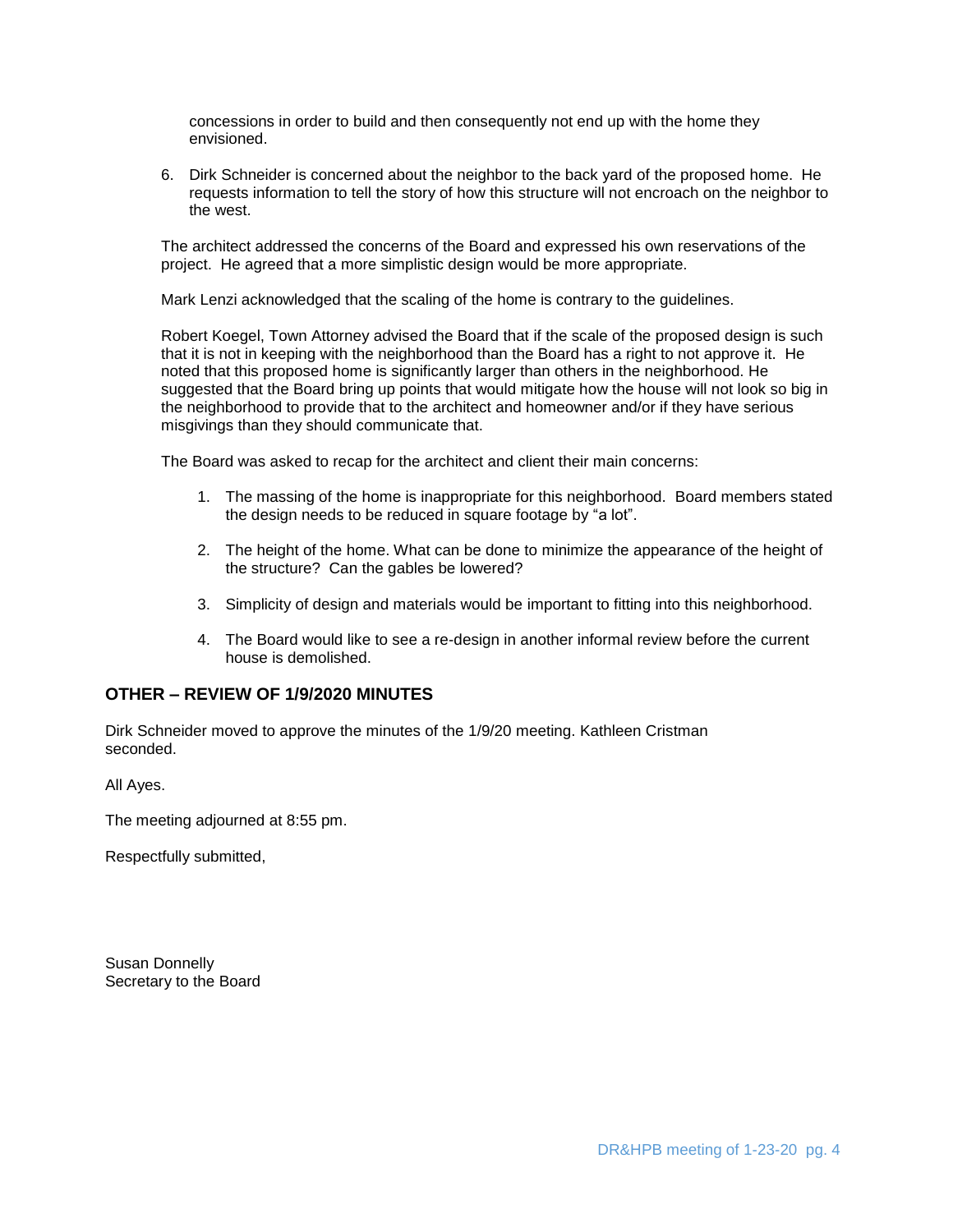concessions in order to build and then consequently not end up with the home they envisioned.

6. Dirk Schneider is concerned about the neighbor to the back yard of the proposed home. He requests information to tell the story of how this structure will not encroach on the neighbor to the west.

The architect addressed the concerns of the Board and expressed his own reservations of the project. He agreed that a more simplistic design would be more appropriate.

Mark Lenzi acknowledged that the scaling of the home is contrary to the guidelines.

Robert Koegel, Town Attorney advised the Board that if the scale of the proposed design is such that it is not in keeping with the neighborhood than the Board has a right to not approve it. He noted that this proposed home is significantly larger than others in the neighborhood. He suggested that the Board bring up points that would mitigate how the house will not look so big in the neighborhood to provide that to the architect and homeowner and/or if they have serious misgivings than they should communicate that.

The Board was asked to recap for the architect and client their main concerns:

1. The massing of the home is inappropriate for this neighborhood. Board members stated the design needs to be reduced in square footage by "a lot".
2. The height of the home. What can be done to minimize the appearance of the height of the structure? Can the gables be lowered?
3. Simplicity of design and materials would be important to fitting into this neighborhood.
4. The Board would like to see a re-design in another informal review before the current house is demolished.

## OTHER – REVIEW OF 1/9/2020 MINUTES

Dirk Schneider moved to approve the minutes of the 1/9/20 meeting. Kathleen Cristman seconded.

All Ayes.

The meeting adjourned at 8:55 pm.

Respectfully submitted,

Susan Donnelly
Secretary to the Board